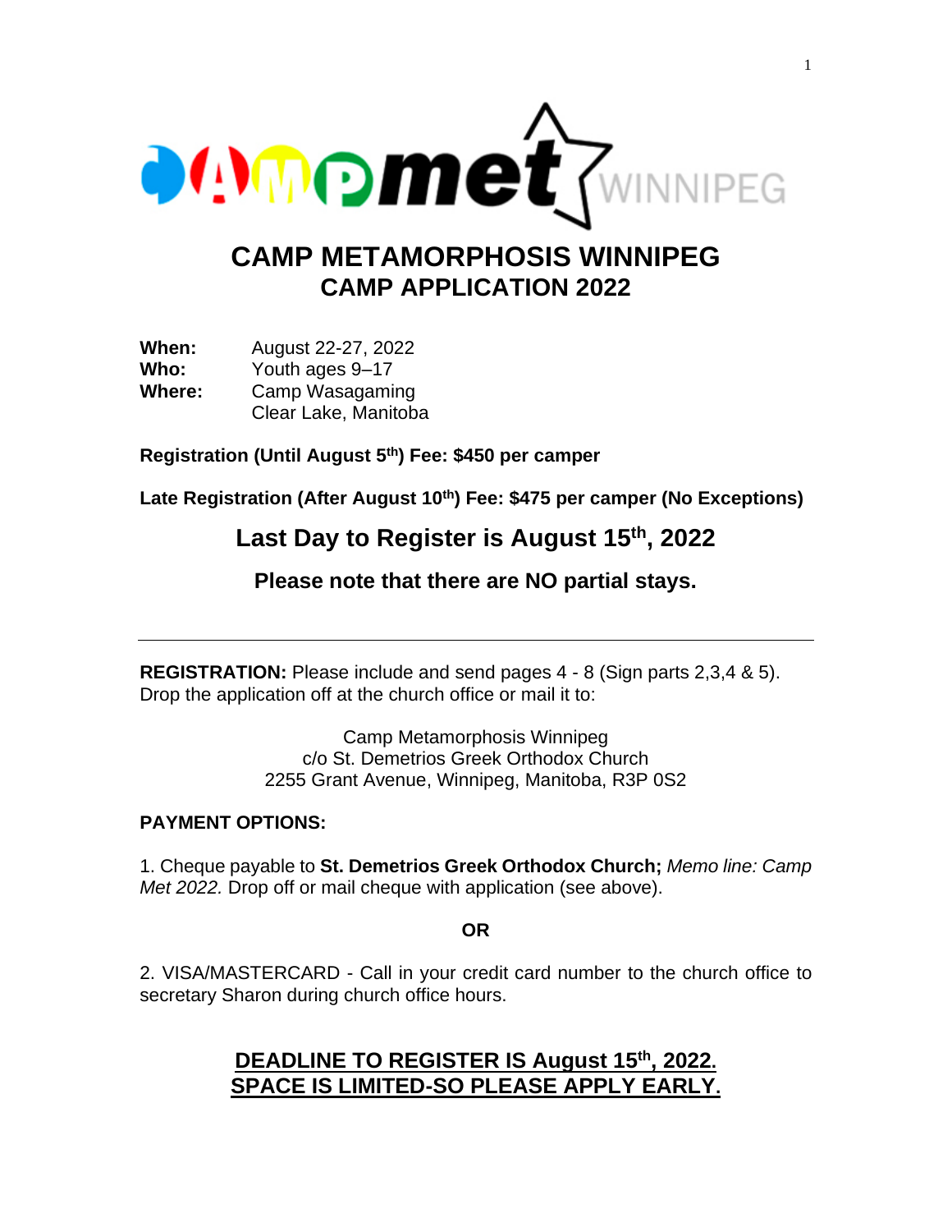# CAMP METAMORPHOSIS WINNIPEG
## CAMP APPLICATION 2022

**When:** August 22-27, 2022
**Who:** Youth ages 9–17
**Where:** Camp Wasagaming
Clear Lake, Manitoba

**Registration (Until August 5th) Fee: $450 per camper**

**Late Registration (After August 10th) Fee: $475 per camper (No Exceptions)**

## Last Day to Register is August 15th, 2022

### Please note that there are NO partial stays.

---

**REGISTRATION:** Please include and send pages 4 - 8 (Sign parts 2,3,4 & 5). Drop the application off at the church office or mail it to:

Camp Metamorphosis Winnipeg
c/o St. Demetrios Greek Orthodox Church
2255 Grant Avenue, Winnipeg, Manitoba, R3P 0S2

**PAYMENT OPTIONS:**

1. Cheque payable to **St. Demetrios Greek Orthodox Church;** *Memo line: Camp Met 2022.* Drop off or mail cheque with application (see above).

**OR**

2. VISA/MASTERCARD - Call in your credit card number to the church office to secretary Sharon during church office hours.

**DEADLINE TO REGISTER IS August 15th, 2022.**
**SPACE IS LIMITED-SO PLEASE APPLY EARLY.**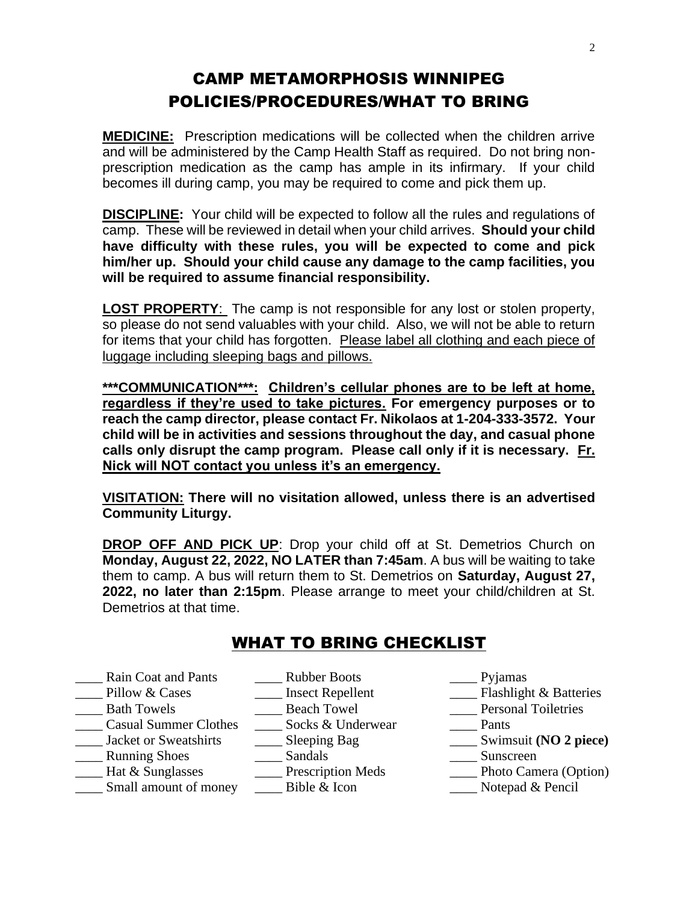# CAMP METAMORPHOSIS WINNIPEG
# POLICIES/PROCEDURES/WHAT TO BRING

**MEDICINE:** Prescription medications will be collected when the children arrive and will be administered by the Camp Health Staff as required. Do not bring non-prescription medication as the camp has ample in its infirmary. If your child becomes ill during camp, you may be required to come and pick them up.

**DISCIPLINE:** Your child will be expected to follow all the rules and regulations of camp. These will be reviewed in detail when your child arrives. **Should your child have difficulty with these rules, you will be expected to come and pick him/her up. Should your child cause any damage to the camp facilities, you will be required to assume financial responsibility.**

**LOST PROPERTY**: The camp is not responsible for any lost or stolen property, so please do not send valuables with your child. Also, we will not be able to return for items that your child has forgotten. Please label all clothing and each piece of luggage including sleeping bags and pillows.

**\*\*\*COMMUNICATION\*\*\*: Children's cellular phones are to be left at home, regardless if they're used to take pictures. For emergency purposes or to reach the camp director, please contact Fr. Nikolaos at 1-204-333-3572. Your child will be in activities and sessions throughout the day, and casual phone calls only disrupt the camp program. Please call only if it is necessary. Fr. Nick will NOT contact you unless it's an emergency.**

**VISITATION: There will no visitation allowed, unless there is an advertised Community Liturgy.**

**DROP OFF AND PICK UP**: Drop your child off at St. Demetrios Church on **Monday, August 22, 2022, NO LATER than 7:45am**. A bus will be waiting to take them to camp. A bus will return them to St. Demetrios on **Saturday, August 27, 2022, no later than 2:15pm**. Please arrange to meet your child/children at St. Demetrios at that time.

## WHAT TO BRING CHECKLIST

| | | |
|---|---|---|
| ____ Rain Coat and Pants | ____ Rubber Boots | ____ Pyjamas |
| ____ Pillow & Cases | ____ Insect Repellent | ____ Flashlight & Batteries |
| ____ Bath Towels | ____ Beach Towel | ____ Personal Toiletries |
| ____ Casual Summer Clothes | ____ Socks & Underwear | ____ Pants |
| ____ Jacket or Sweatshirts | ____ Sleeping Bag | ____ Swimsuit **(NO 2 piece)** |
| ____ Running Shoes | ____ Sandals | ____ Sunscreen |
| ____ Hat & Sunglasses | ____ Prescription Meds | ____ Photo Camera (Option) |
| ____ Small amount of money | ____ Bible & Icon | ____ Notepad & Pencil |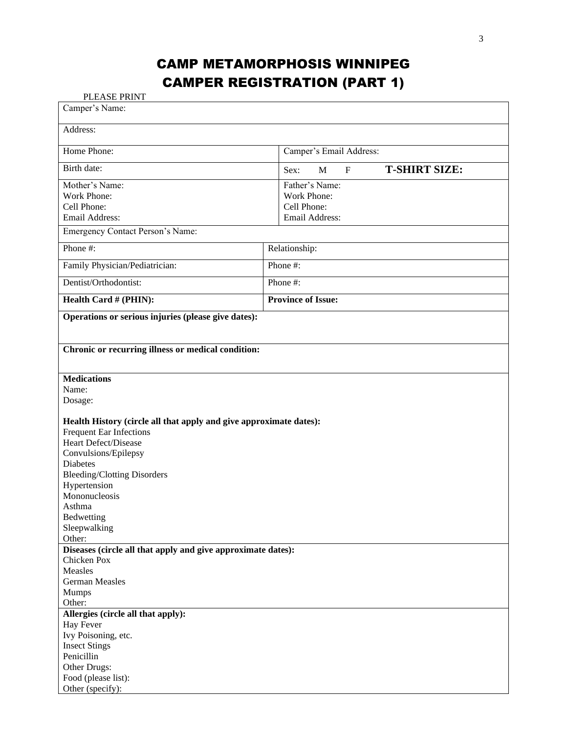# CAMP METAMORPHOSIS WINNIPEG
# CAMPER REGISTRATION (PART 1)

PLEASE PRINT

| | |
|---|---|
| Camper's Name: | |
| Address: | |
| Home Phone: | Camper's Email Address: |
| Birth date: | Sex: M F **T-SHIRT SIZE:** |
| Mother's Name:<br>Work Phone:<br>Cell Phone:<br>Email Address: | Father's Name:<br>Work Phone:<br>Cell Phone:<br>Email Address: |
| Emergency Contact Person's Name: | |
| Phone #: | Relationship: |
| Family Physician/Pediatrician: | Phone #: |
| Dentist/Orthodontist: | Phone #: |
| **Health Card # (PHIN):** | **Province of Issue:** |

**Operations or serious injuries (please give dates):**

**Chronic or recurring illness or medical condition:**

**Medications**

Name:

Dosage:

**Health History (circle all that apply and give approximate dates):**

Frequent Ear Infections
Heart Defect/Disease
Convulsions/Epilepsy
Diabetes
Bleeding/Clotting Disorders
Hypertension
Mononucleosis
Asthma
Bedwetting
Sleepwalking
Other:

**Diseases (circle all that apply and give approximate dates):**

Chicken Pox
Measles
German Measles
Mumps
Other:

**Allergies (circle all that apply):**

Hay Fever
Ivy Poisoning, etc.
Insect Stings
Penicillin
Other Drugs:
Food (please list):
Other (specify):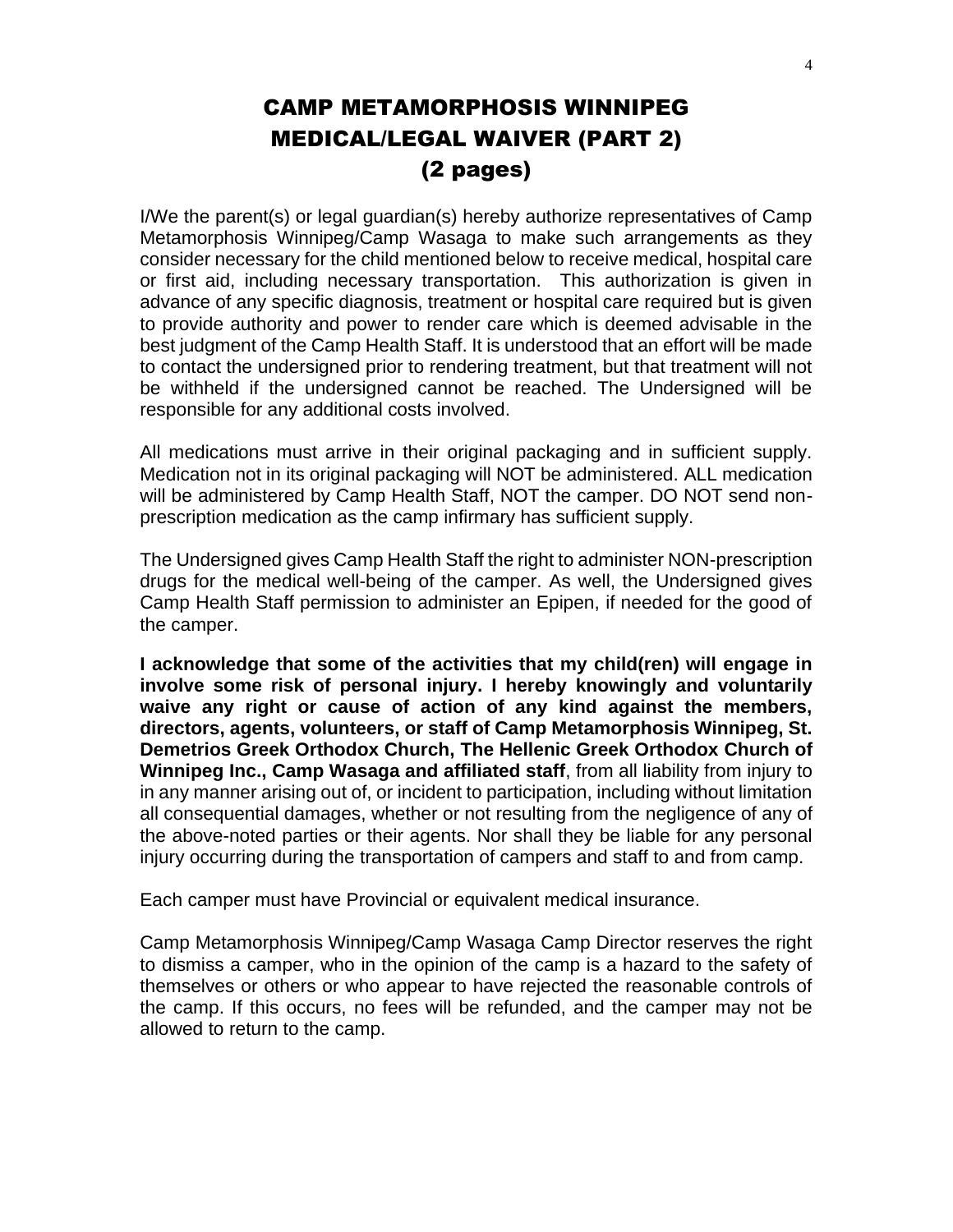# CAMP METAMORPHOSIS WINNIPEG
# MEDICAL/LEGAL WAIVER (PART 2)
# (2 pages)

I/We the parent(s) or legal guardian(s) hereby authorize representatives of Camp Metamorphosis Winnipeg/Camp Wasaga to make such arrangements as they consider necessary for the child mentioned below to receive medical, hospital care or first aid, including necessary transportation. This authorization is given in advance of any specific diagnosis, treatment or hospital care required but is given to provide authority and power to render care which is deemed advisable in the best judgment of the Camp Health Staff. It is understood that an effort will be made to contact the undersigned prior to rendering treatment, but that treatment will not be withheld if the undersigned cannot be reached. The Undersigned will be responsible for any additional costs involved.

All medications must arrive in their original packaging and in sufficient supply. Medication not in its original packaging will NOT be administered. ALL medication will be administered by Camp Health Staff, NOT the camper. DO NOT send non-prescription medication as the camp infirmary has sufficient supply.

The Undersigned gives Camp Health Staff the right to administer NON-prescription drugs for the medical well-being of the camper. As well, the Undersigned gives Camp Health Staff permission to administer an Epipen, if needed for the good of the camper.

**I acknowledge that some of the activities that my child(ren) will engage in involve some risk of personal injury. I hereby knowingly and voluntarily waive any right or cause of action of any kind against the members, directors, agents, volunteers, or staff of Camp Metamorphosis Winnipeg, St. Demetrios Greek Orthodox Church, The Hellenic Greek Orthodox Church of Winnipeg Inc., Camp Wasaga and affiliated staff**, from all liability from injury to in any manner arising out of, or incident to participation, including without limitation all consequential damages, whether or not resulting from the negligence of any of the above-noted parties or their agents. Nor shall they be liable for any personal injury occurring during the transportation of campers and staff to and from camp.

Each camper must have Provincial or equivalent medical insurance.

Camp Metamorphosis Winnipeg/Camp Wasaga Camp Director reserves the right to dismiss a camper, who in the opinion of the camp is a hazard to the safety of themselves or others or who appear to have rejected the reasonable controls of the camp. If this occurs, no fees will be refunded, and the camper may not be allowed to return to the camp.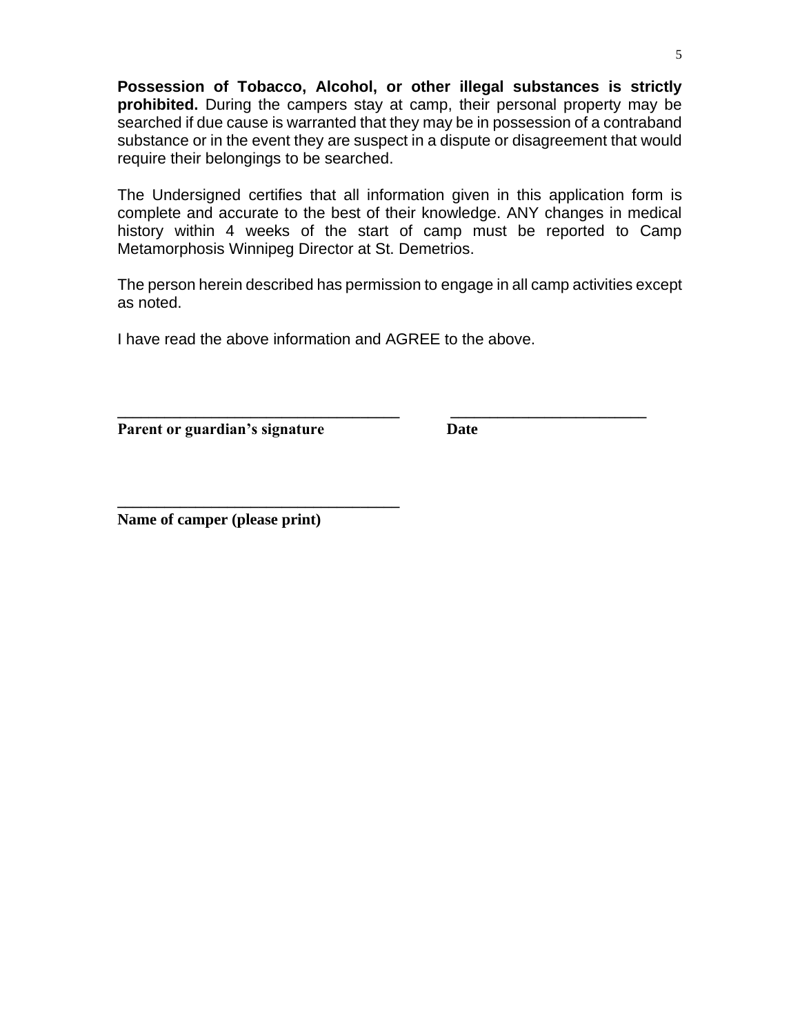**Possession of Tobacco, Alcohol, or other illegal substances is strictly prohibited.** During the campers stay at camp, their personal property may be searched if due cause is warranted that they may be in possession of a contraband substance or in the event they are suspect in a dispute or disagreement that would require their belongings to be searched.

The Undersigned certifies that all information given in this application form is complete and accurate to the best of their knowledge. ANY changes in medical history within 4 weeks of the start of camp must be reported to Camp Metamorphosis Winnipeg Director at St. Demetrios.

The person herein described has permission to engage in all camp activities except as noted.

I have read the above information and AGREE to the above.

_________________________________ ________________________

**Parent or guardian's signature** **Date**

_________________________________

**Name of camper (please print)**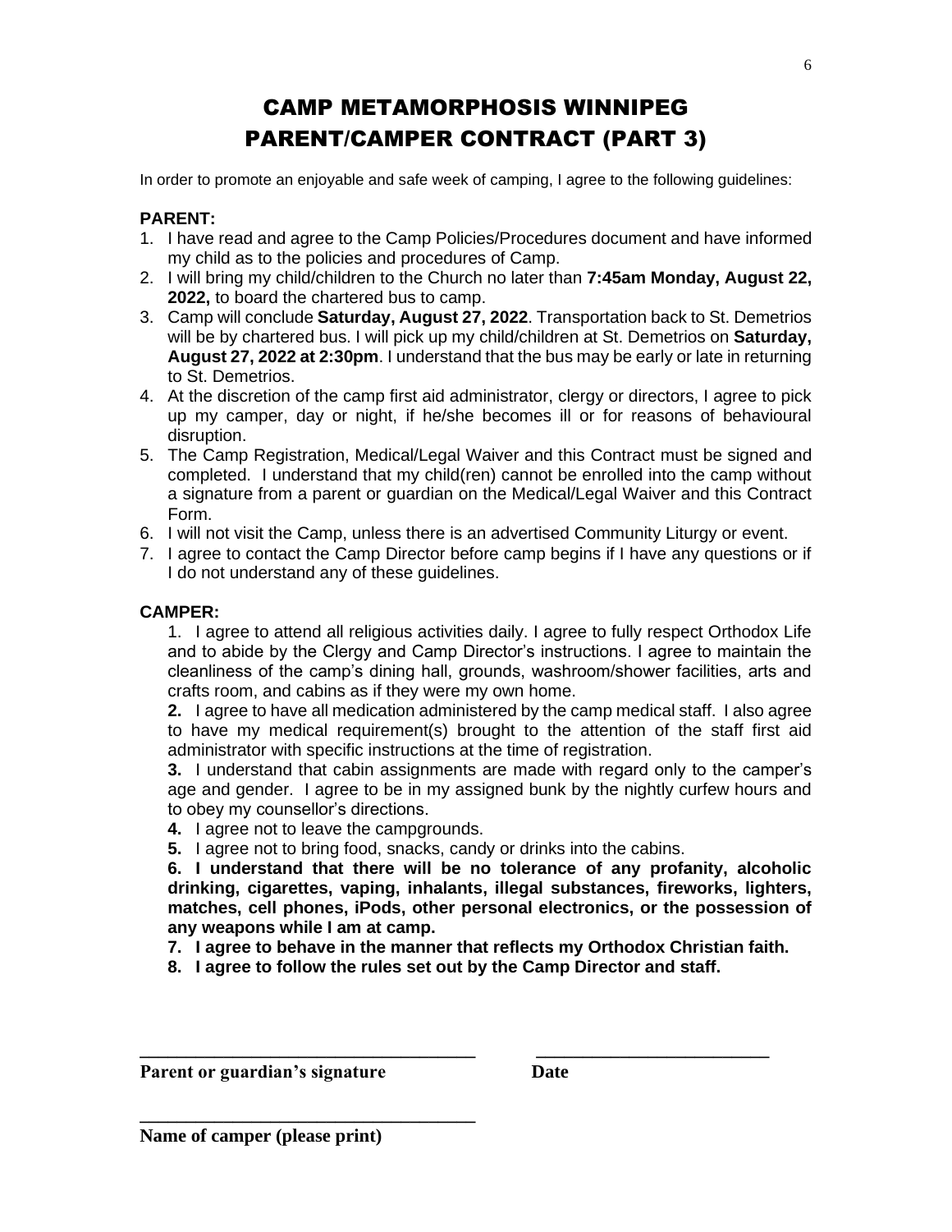# CAMP METAMORPHOSIS WINNIPEG
# PARENT/CAMPER CONTRACT (PART 3)

In order to promote an enjoyable and safe week of camping, I agree to the following guidelines:

**PARENT:**

1. I have read and agree to the Camp Policies/Procedures document and have informed my child as to the policies and procedures of Camp.
2. I will bring my child/children to the Church no later than **7:45am Monday, August 22, 2022,** to board the chartered bus to camp.
3. Camp will conclude **Saturday, August 27, 2022**. Transportation back to St. Demetrios will be by chartered bus. I will pick up my child/children at St. Demetrios on **Saturday, August 27, 2022 at 2:30pm**. I understand that the bus may be early or late in returning to St. Demetrios.
4. At the discretion of the camp first aid administrator, clergy or directors, I agree to pick up my camper, day or night, if he/she becomes ill or for reasons of behavioural disruption.
5. The Camp Registration, Medical/Legal Waiver and this Contract must be signed and completed. I understand that my child(ren) cannot be enrolled into the camp without a signature from a parent or guardian on the Medical/Legal Waiver and this Contract Form.
6. I will not visit the Camp, unless there is an advertised Community Liturgy or event.
7. I agree to contact the Camp Director before camp begins if I have any questions or if I do not understand any of these guidelines.

**CAMPER:**

1. I agree to attend all religious activities daily. I agree to fully respect Orthodox Life and to abide by the Clergy and Camp Director's instructions. I agree to maintain the cleanliness of the camp's dining hall, grounds, washroom/shower facilities, arts and crafts room, and cabins as if they were my own home.

**2.** I agree to have all medication administered by the camp medical staff. I also agree to have my medical requirement(s) brought to the attention of the staff first aid administrator with specific instructions at the time of registration.

**3.** I understand that cabin assignments are made with regard only to the camper's age and gender. I agree to be in my assigned bunk by the nightly curfew hours and to obey my counsellor's directions.

**4.** I agree not to leave the campgrounds.

**5.** I agree not to bring food, snacks, candy or drinks into the cabins.

**6. I understand that there will be no tolerance of any profanity, alcoholic drinking, cigarettes, vaping, inhalants, illegal substances, fireworks, lighters, matches, cell phones, iPods, other personal electronics, or the possession of any weapons while I am at camp.**

**7. I agree to behave in the manner that reflects my Orthodox Christian faith.**

**8. I agree to follow the rules set out by the Camp Director and staff.**

\_\_\_\_\_\_\_\_\_\_\_\_\_\_\_\_\_\_\_\_\_\_\_\_\_\_\_\_\_\_\_\_\_\_\_\_ \_\_\_\_\_\_\_\_\_\_\_\_\_\_\_\_\_\_\_\_\_\_\_\_\_\_

**Parent or guardian's signature** **Date**

\_\_\_\_\_\_\_\_\_\_\_\_\_\_\_\_\_\_\_\_\_\_\_\_\_\_\_\_\_\_\_\_\_\_\_\_

**Name of camper (please print)**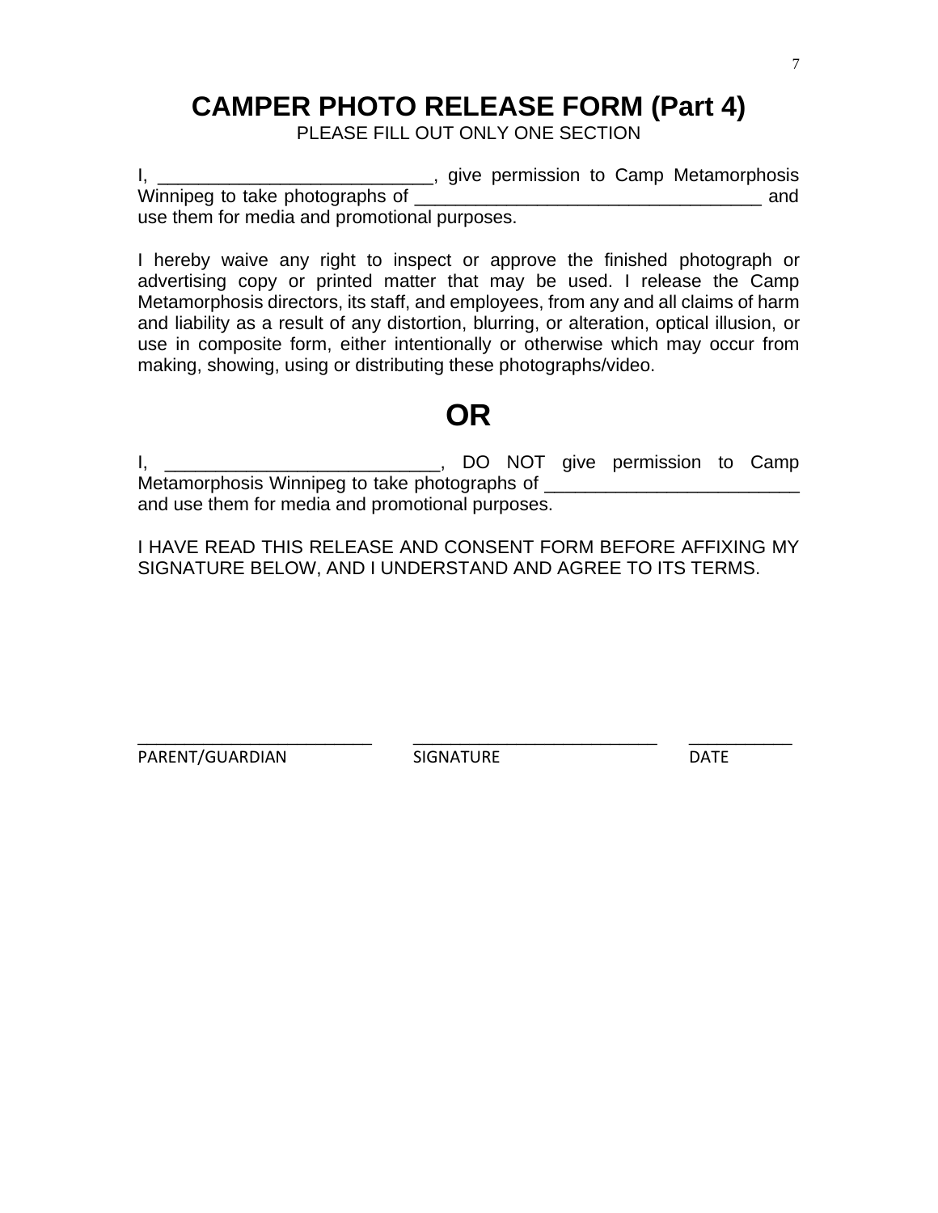# CAMPER PHOTO RELEASE FORM (Part 4)

PLEASE FILL OUT ONLY ONE SECTION

I, ___________________________, give permission to Camp Metamorphosis Winnipeg to take photographs of __________________________________ and use them for media and promotional purposes.

I hereby waive any right to inspect or approve the finished photograph or advertising copy or printed matter that may be used. I release the Camp Metamorphosis directors, its staff, and employees, from any and all claims of harm and liability as a result of any distortion, blurring, or alteration, optical illusion, or use in composite form, either intentionally or otherwise which may occur from making, showing, using or distributing these photographs/video.

## OR

I, ___________________________, DO NOT give permission to Camp Metamorphosis Winnipeg to take photographs of _________________________ and use them for media and promotional purposes.

I HAVE READ THIS RELEASE AND CONSENT FORM BEFORE AFFIXING MY SIGNATURE BELOW, AND I UNDERSTAND AND AGREE TO ITS TERMS.

_________________________ _________________________ ___________

PARENT/GUARDIAN SIGNATURE DATE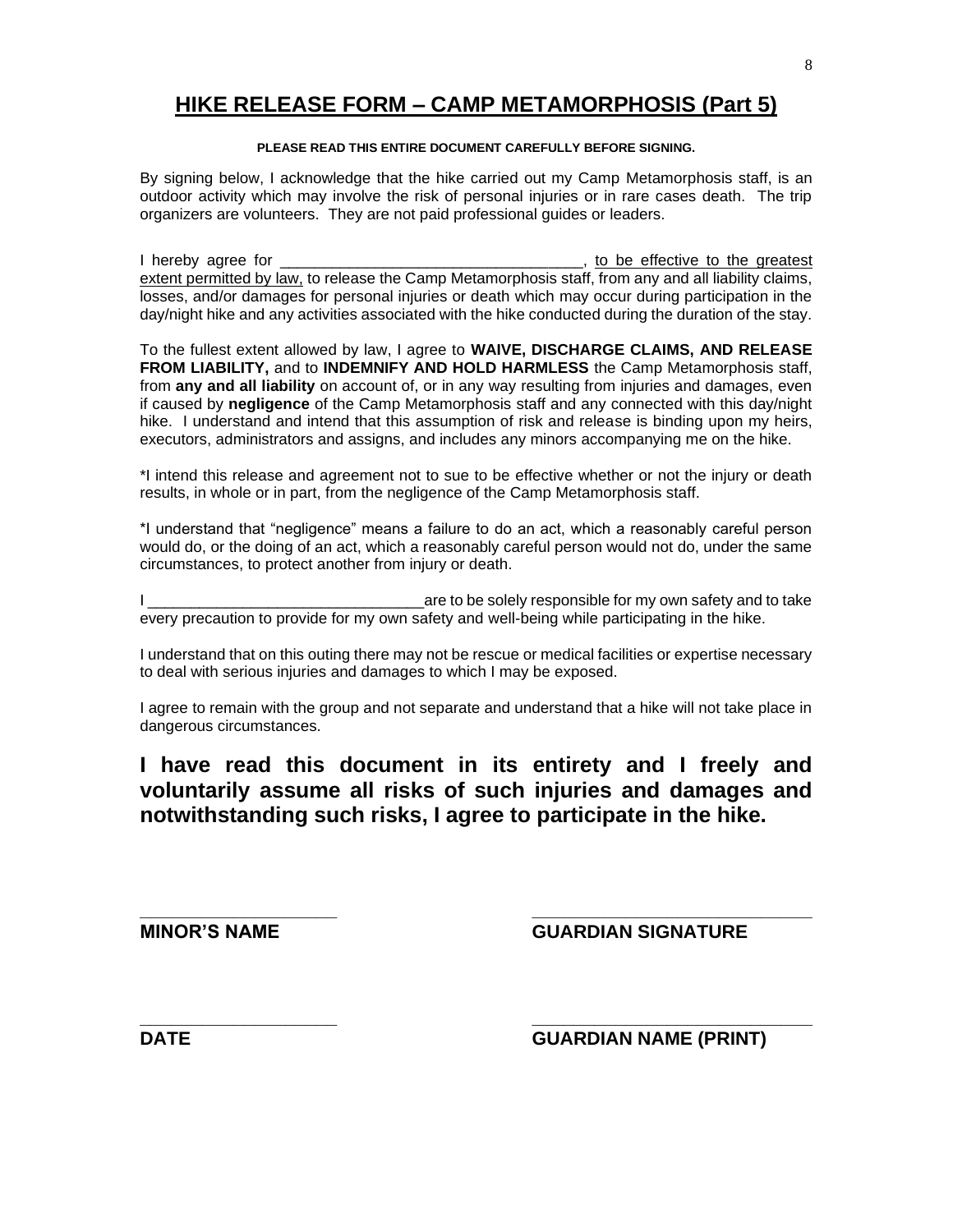# HIKE RELEASE FORM – CAMP METAMORPHOSIS (Part 5)

**PLEASE READ THIS ENTIRE DOCUMENT CAREFULLY BEFORE SIGNING.**

By signing below, I acknowledge that the hike carried out my Camp Metamorphosis staff, is an outdoor activity which may involve the risk of personal injuries or in rare cases death. The trip organizers are volunteers. They are not paid professional guides or leaders.

I hereby agree for ___________________________________, <u>to be effective to the greatest extent permitted by law,</u> to release the Camp Metamorphosis staff, from any and all liability claims, losses, and/or damages for personal injuries or death which may occur during participation in the day/night hike and any activities associated with the hike conducted during the duration of the stay.

To the fullest extent allowed by law, I agree to **WAIVE, DISCHARGE CLAIMS, AND RELEASE FROM LIABILITY,** and to **INDEMNIFY AND HOLD HARMLESS** the Camp Metamorphosis staff, from **any and all liability** on account of, or in any way resulting from injuries and damages, even if caused by **negligence** of the Camp Metamorphosis staff and any connected with this day/night hike. I understand and intend that this assumption of risk and release is binding upon my heirs, executors, administrators and assigns, and includes any minors accompanying me on the hike.

*I intend this release and agreement not to sue to be effective whether or not the injury or death results, in whole or in part, from the negligence of the Camp Metamorphosis staff.

*I understand that "negligence" means a failure to do an act, which a reasonably careful person would do, or the doing of an act, which a reasonably careful person would not do, under the same circumstances, to protect another from injury or death.

I ________________________________are to be solely responsible for my own safety and to take every precaution to provide for my own safety and well-being while participating in the hike.

I understand that on this outing there may not be rescue or medical facilities or expertise necessary to deal with serious injuries and damages to which I may be exposed.

I agree to remain with the group and not separate and understand that a hike will not take place in dangerous circumstances.

**I have read this document in its entirety and I freely and voluntarily assume all risks of such injuries and damages and notwithstanding such risks, I agree to participate in the hike.**

____________________

**MINOR'S NAME**

____________________

**GUARDIAN SIGNATURE**

____________________

**DATE**

____________________

**GUARDIAN NAME (PRINT)**